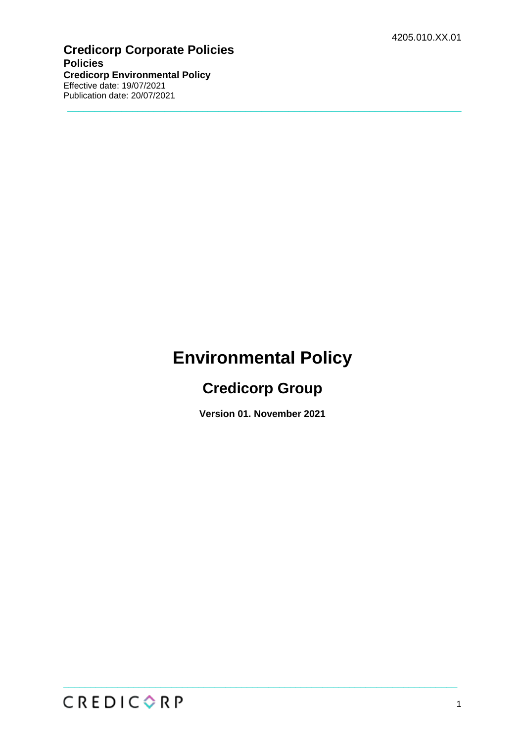4205.010.XX.01

**Credicorp Corporate Policies**
**Policies**
**Credicorp Environmental Policy**
Effective date: 19/07/2021
Publication date: 20/07/2021

# Environmental Policy

## Credicorp Group

**Version 01. November 2021**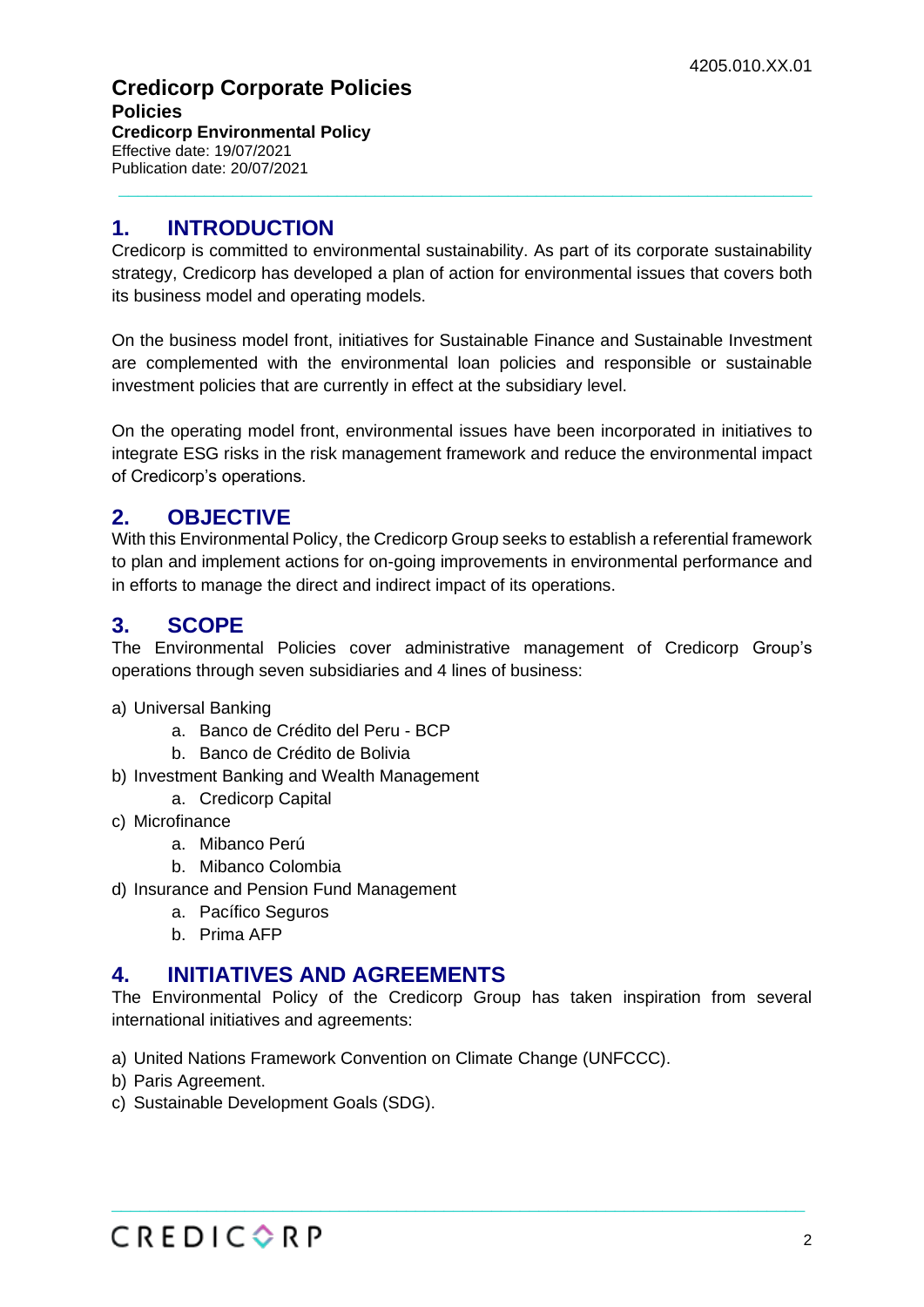4205.010.XX.01

**Credicorp Corporate Policies**
**Policies**
**Credicorp Environmental Policy**
Effective date: 19/07/2021
Publication date: 20/07/2021

## 1. INTRODUCTION

Credicorp is committed to environmental sustainability. As part of its corporate sustainability strategy, Credicorp has developed a plan of action for environmental issues that covers both its business model and operating models.

On the business model front, initiatives for Sustainable Finance and Sustainable Investment are complemented with the environmental loan policies and responsible or sustainable investment policies that are currently in effect at the subsidiary level.

On the operating model front, environmental issues have been incorporated in initiatives to integrate ESG risks in the risk management framework and reduce the environmental impact of Credicorp's operations.

## 2. OBJECTIVE

With this Environmental Policy, the Credicorp Group seeks to establish a referential framework to plan and implement actions for on-going improvements in environmental performance and in efforts to manage the direct and indirect impact of its operations.

## 3. SCOPE

The Environmental Policies cover administrative management of Credicorp Group's operations through seven subsidiaries and 4 lines of business:

a) Universal Banking
    a. Banco de Crédito del Peru - BCP
    b. Banco de Crédito de Bolivia
b) Investment Banking and Wealth Management
    a. Credicorp Capital
c) Microfinance
    a. Mibanco Perú
    b. Mibanco Colombia
d) Insurance and Pension Fund Management
    a. Pacífico Seguros
    b. Prima AFP

## 4. INITIATIVES AND AGREEMENTS

The Environmental Policy of the Credicorp Group has taken inspiration from several international initiatives and agreements:

a) United Nations Framework Convention on Climate Change (UNFCCC).
b) Paris Agreement.
c) Sustainable Development Goals (SDG).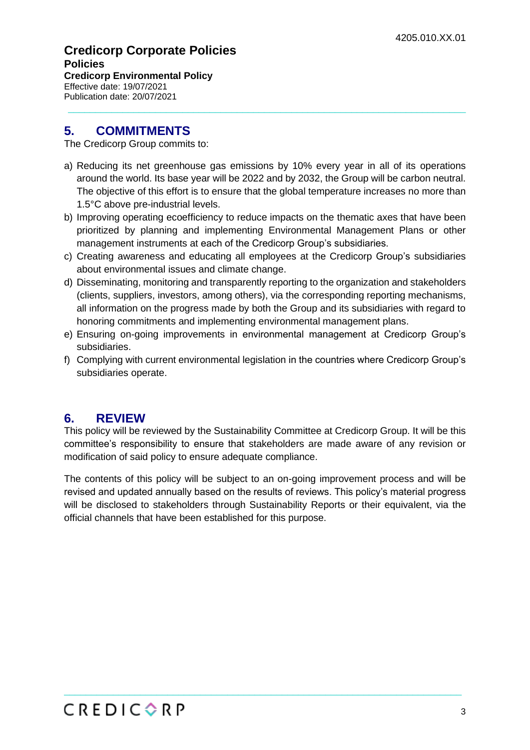## 5. COMMITMENTS

The Credicorp Group commits to:

a) Reducing its net greenhouse gas emissions by 10% every year in all of its operations around the world. Its base year will be 2022 and by 2032, the Group will be carbon neutral. The objective of this effort is to ensure that the global temperature increases no more than 1.5°C above pre-industrial levels.
b) Improving operating ecoefficiency to reduce impacts on the thematic axes that have been prioritized by planning and implementing Environmental Management Plans or other management instruments at each of the Credicorp Group's subsidiaries.
c) Creating awareness and educating all employees at the Credicorp Group's subsidiaries about environmental issues and climate change.
d) Disseminating, monitoring and transparently reporting to the organization and stakeholders (clients, suppliers, investors, among others), via the corresponding reporting mechanisms, all information on the progress made by both the Group and its subsidiaries with regard to honoring commitments and implementing environmental management plans.
e) Ensuring on-going improvements in environmental management at Credicorp Group's subsidiaries.
f) Complying with current environmental legislation in the countries where Credicorp Group's subsidiaries operate.

## 6. REVIEW

This policy will be reviewed by the Sustainability Committee at Credicorp Group. It will be this committee's responsibility to ensure that stakeholders are made aware of any revision or modification of said policy to ensure adequate compliance.

The contents of this policy will be subject to an on-going improvement process and will be revised and updated annually based on the results of reviews. This policy's material progress will be disclosed to stakeholders through Sustainability Reports or their equivalent, via the official channels that have been established for this purpose.